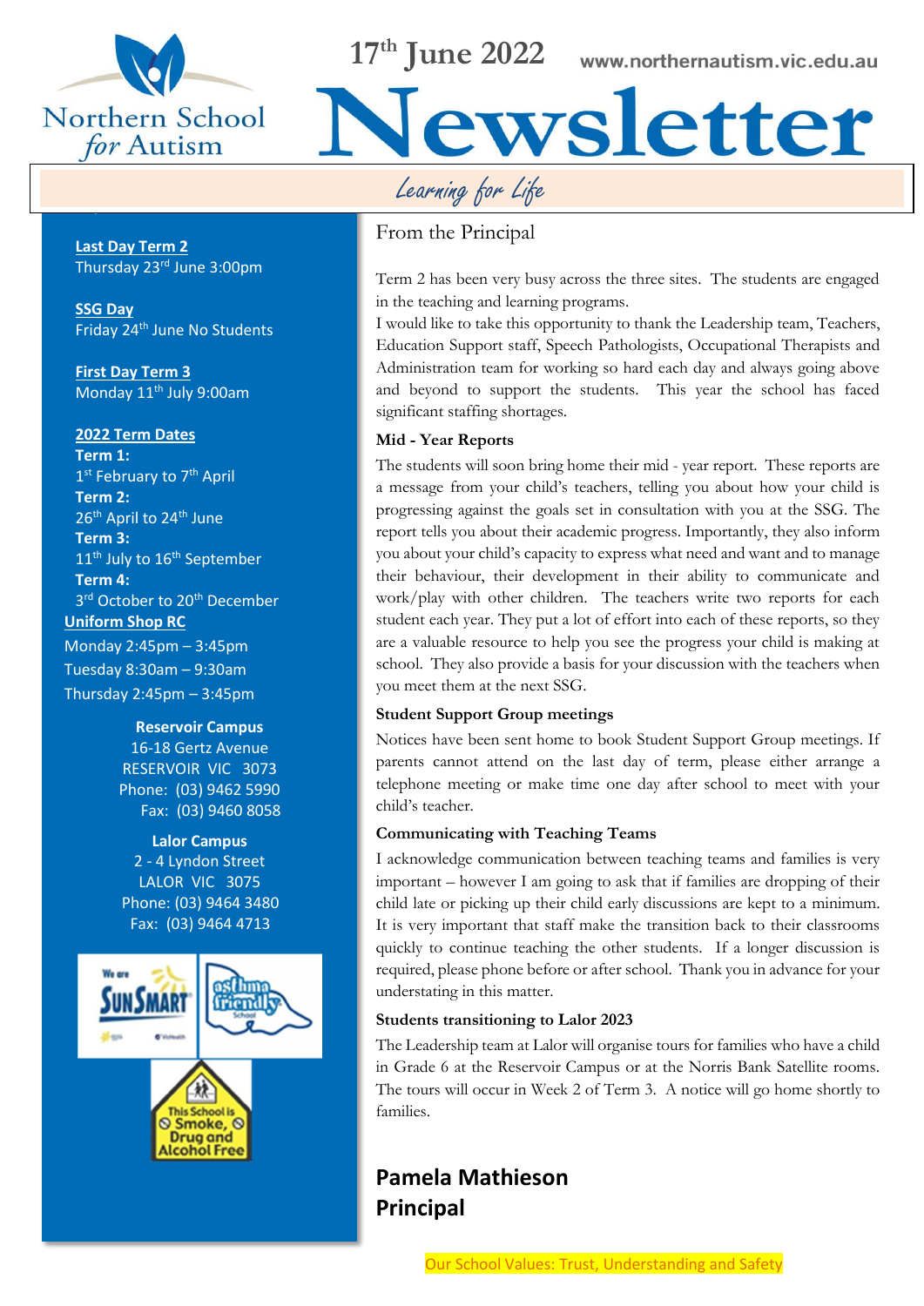# Northern School for Autism

17th June 2022 www.northernautism.vic.edu.au

# Newsletter

*Learning for Life*

**Last Day Term 2**
Thursday 23rd June 3:00pm

**SSG Day**
Friday 24th June No Students

**First Day Term 3**
Monday 11th July 9:00am

**2022 Term Dates**

**Term 1:**
1st February to 7th April

**Term 2:**
26th April to 24th June

**Term 3:**
11th July to 16th September

**Term 4:**
3rd October to 20th December

**Uniform Shop RC**
Monday 2:45pm – 3:45pm
Tuesday 8:30am – 9:30am
Thursday 2:45pm – 3:45pm

**Reservoir Campus**
16-18 Gertz Avenue
RESERVOIR VIC 3073
Phone: (03) 9462 5990
Fax: (03) 9460 8058

**Lalor Campus**
2 - 4 Lyndon Street
LALOR VIC 3075
Phone: (03) 9464 3480
Fax: (03) 9464 4713

## From the Principal

Term 2 has been very busy across the three sites. The students are engaged in the teaching and learning programs.

I would like to take this opportunity to thank the Leadership team, Teachers, Education Support staff, Speech Pathologists, Occupational Therapists and Administration team for working so hard each day and always going above and beyond to support the students. This year the school has faced significant staffing shortages.

### Mid - Year Reports

The students will soon bring home their mid - year report. These reports are a message from your child's teachers, telling you about how your child is progressing against the goals set in consultation with you at the SSG. The report tells you about their academic progress. Importantly, they also inform you about your child's capacity to express what need and want and to manage their behaviour, their development in their ability to communicate and work/play with other children. The teachers write two reports for each student each year. They put a lot of effort into each of these reports, so they are a valuable resource to help you see the progress your child is making at school. They also provide a basis for your discussion with the teachers when you meet them at the next SSG.

### Student Support Group meetings

Notices have been sent home to book Student Support Group meetings. If parents cannot attend on the last day of term, please either arrange a telephone meeting or make time one day after school to meet with your child's teacher.

### Communicating with Teaching Teams

I acknowledge communication between teaching teams and families is very important – however I am going to ask that if families are dropping of their child late or picking up their child early discussions are kept to a minimum. It is very important that staff make the transition back to their classrooms quickly to continue teaching the other students. If a longer discussion is required, please phone before or after school. Thank you in advance for your understating in this matter.

### Students transitioning to Lalor 2023

The Leadership team at Lalor will organise tours for families who have a child in Grade 6 at the Reservoir Campus or at the Norris Bank Satellite rooms. The tours will occur in Week 2 of Term 3. A notice will go home shortly to families.

**Pamela Mathieson**
**Principal**

Our School Values: Trust, Understanding and Safety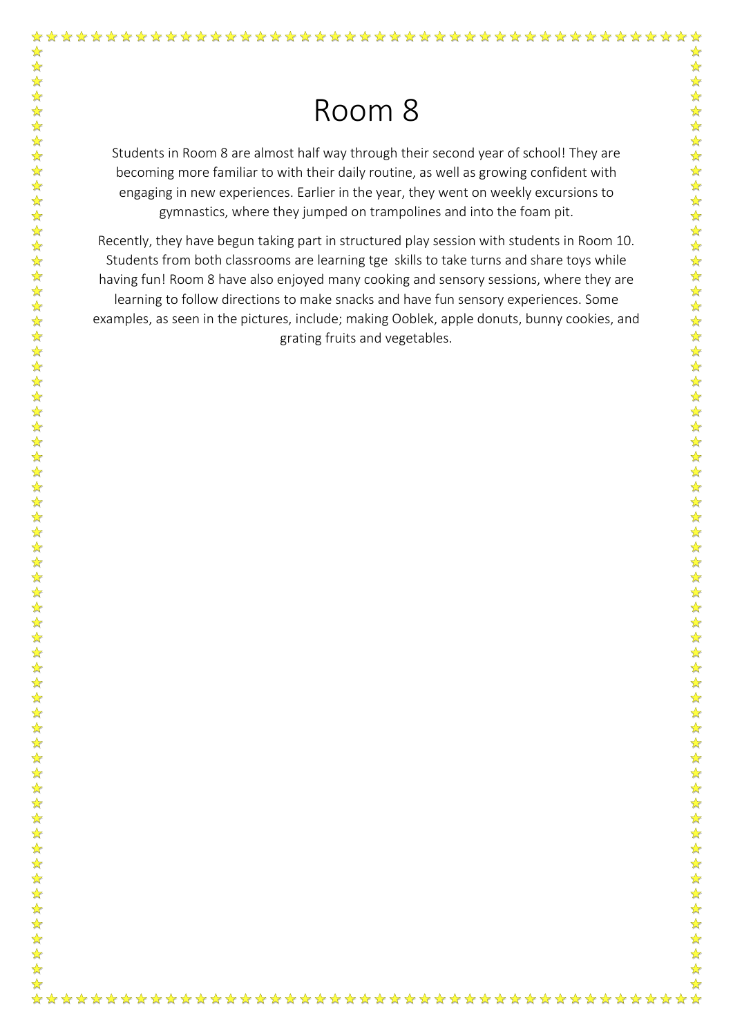# Room 8

Students in Room 8 are almost half way through their second year of school! They are becoming more familiar to with their daily routine, as well as growing confident with engaging in new experiences. Earlier in the year, they went on weekly excursions to gymnastics, where they jumped on trampolines and into the foam pit.

Recently, they have begun taking part in structured play session with students in Room 10. Students from both classrooms are learning tge skills to take turns and share toys while having fun! Room 8 have also enjoyed many cooking and sensory sessions, where they are learning to follow directions to make snacks and have fun sensory experiences. Some examples, as seen in the pictures, include; making Ooblek, apple donuts, bunny cookies, and grating fruits and vegetables.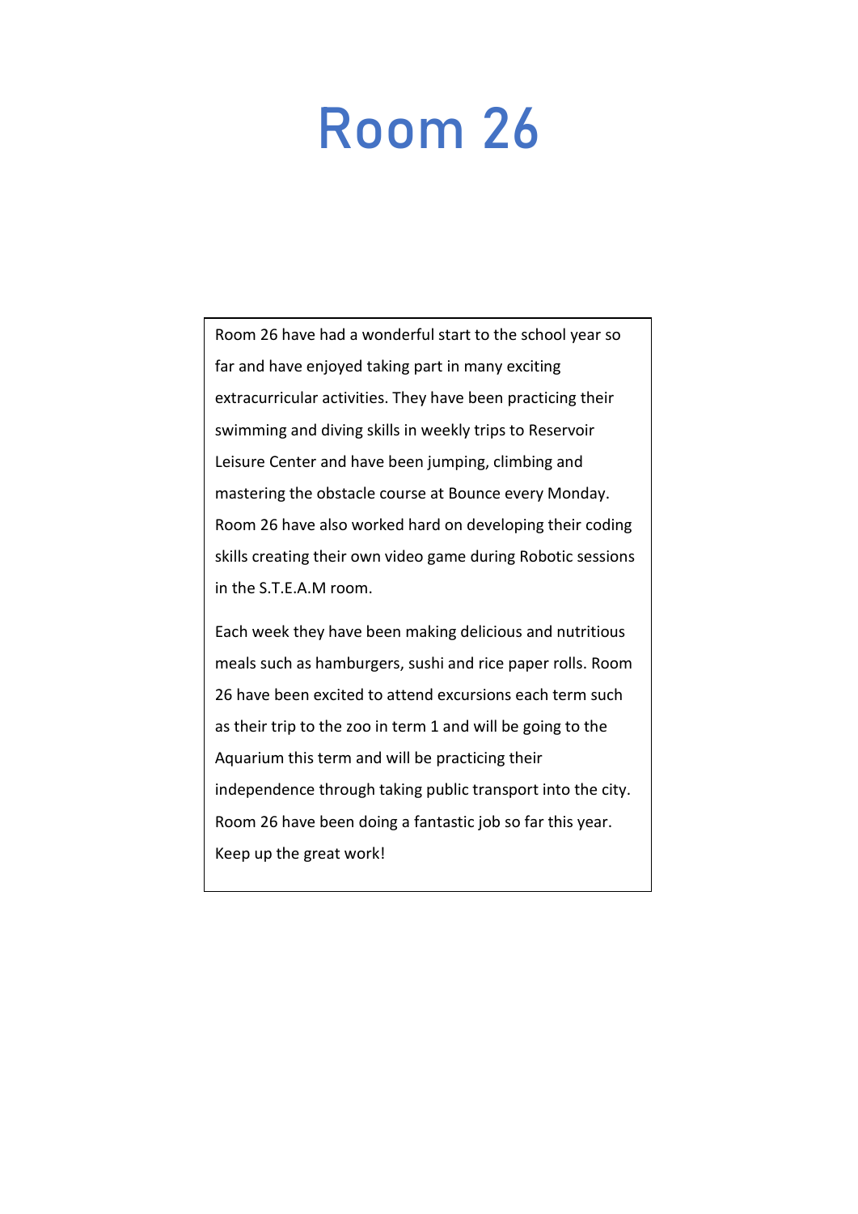# Room 26

Room 26 have had a wonderful start to the school year so far and have enjoyed taking part in many exciting extracurricular activities. They have been practicing their swimming and diving skills in weekly trips to Reservoir Leisure Center and have been jumping, climbing and mastering the obstacle course at Bounce every Monday. Room 26 have also worked hard on developing their coding skills creating their own video game during Robotic sessions in the S.T.E.A.M room.

Each week they have been making delicious and nutritious meals such as hamburgers, sushi and rice paper rolls. Room 26 have been excited to attend excursions each term such as their trip to the zoo in term 1 and will be going to the Aquarium this term and will be practicing their independence through taking public transport into the city. Room 26 have been doing a fantastic job so far this year. Keep up the great work!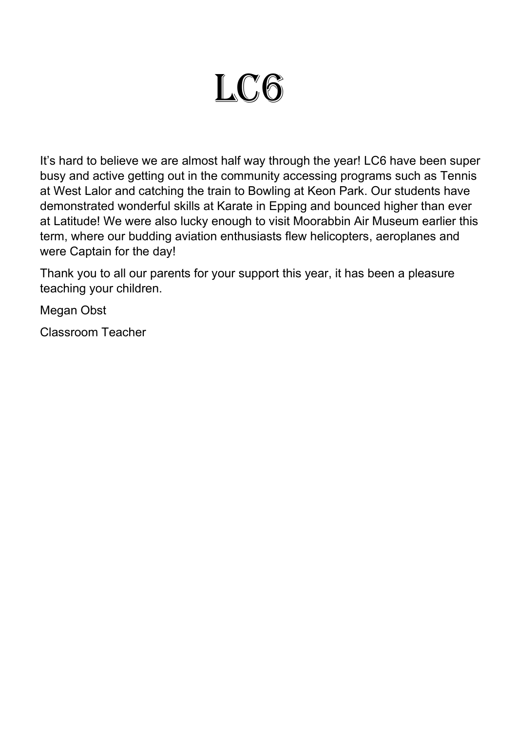# LC6

It's hard to believe we are almost half way through the year! LC6 have been super busy and active getting out in the community accessing programs such as Tennis at West Lalor and catching the train to Bowling at Keon Park. Our students have demonstrated wonderful skills at Karate in Epping and bounced higher than ever at Latitude! We were also lucky enough to visit Moorabbin Air Museum earlier this term, where our budding aviation enthusiasts flew helicopters, aeroplanes and were Captain for the day!

Thank you to all our parents for your support this year, it has been a pleasure teaching your children.

Megan Obst

Classroom Teacher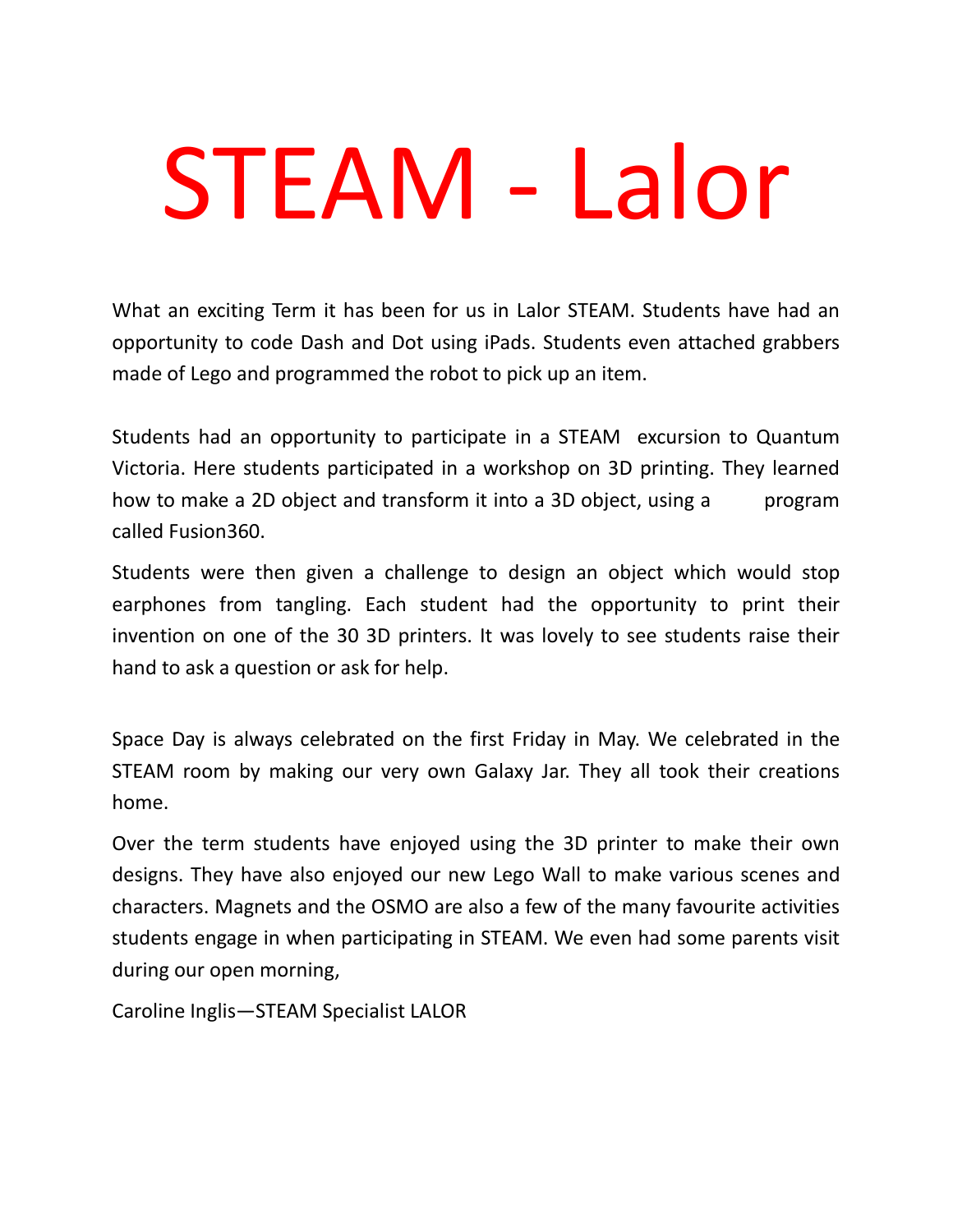# STEAM - Lalor

What an exciting Term it has been for us in Lalor STEAM. Students have had an opportunity to code Dash and Dot using iPads. Students even attached grabbers made of Lego and programmed the robot to pick up an item.

Students had an opportunity to participate in a STEAM excursion to Quantum Victoria. Here students participated in a workshop on 3D printing. They learned how to make a 2D object and transform it into a 3D object, using a program called Fusion360.

Students were then given a challenge to design an object which would stop earphones from tangling. Each student had the opportunity to print their invention on one of the 30 3D printers. It was lovely to see students raise their hand to ask a question or ask for help.

Space Day is always celebrated on the first Friday in May. We celebrated in the STEAM room by making our very own Galaxy Jar. They all took their creations home.

Over the term students have enjoyed using the 3D printer to make their own designs. They have also enjoyed our new Lego Wall to make various scenes and characters. Magnets and the OSMO are also a few of the many favourite activities students engage in when participating in STEAM. We even had some parents visit during our open morning,

Caroline Inglis—STEAM Specialist LALOR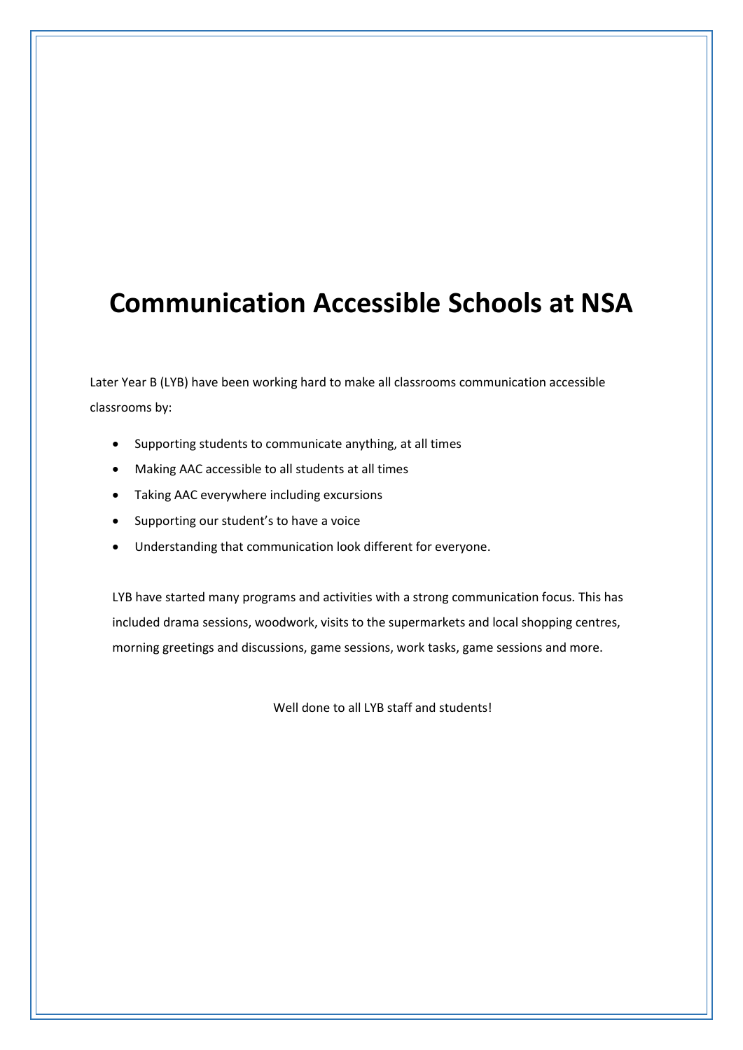# Communication Accessible Schools at NSA

Later Year B (LYB) have been working hard to make all classrooms communication accessible classrooms by:

- Supporting students to communicate anything, at all times
- Making AAC accessible to all students at all times
- Taking AAC everywhere including excursions
- Supporting our student's to have a voice
- Understanding that communication look different for everyone.

LYB have started many programs and activities with a strong communication focus. This has included drama sessions, woodwork, visits to the supermarkets and local shopping centres, morning greetings and discussions, game sessions, work tasks, game sessions and more.

Well done to all LYB staff and students!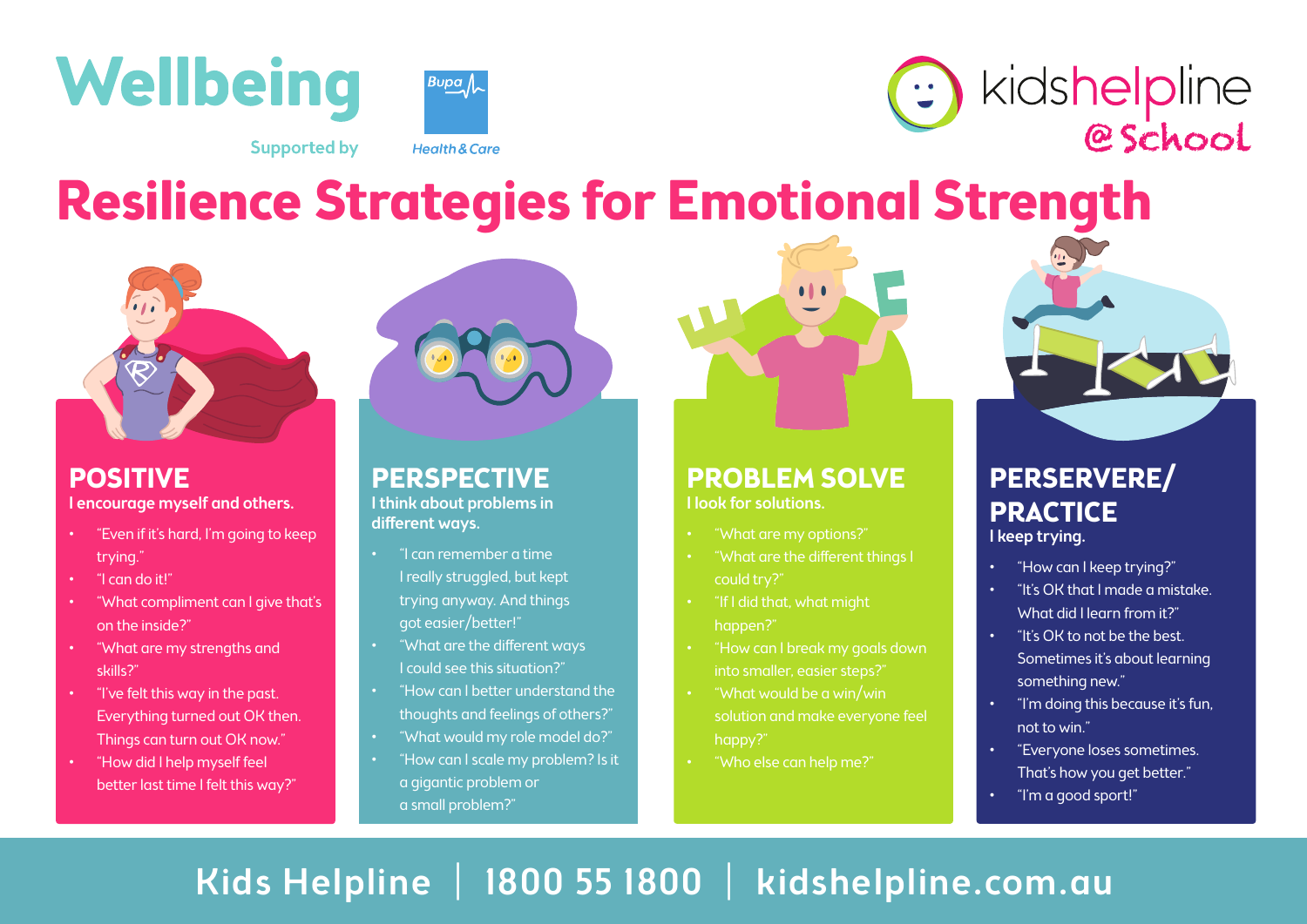# Wellbeing

Supported by Bupa Health & Care

kidshelpline @School

# Resilience Strategies for Emotional Strength

## POSITIVE

**I encourage myself and others.**

- "Even if it's hard, I'm going to keep trying."
- "I can do it!"
- "What compliment can I give that's on the inside?"
- "What are my strengths and skills?"
- "I've felt this way in the past. Everything turned out OK then. Things can turn out OK now."
- "How did I help myself feel better last time I felt this way?"

## PERSPECTIVE

**I think about problems in different ways.**

- "I can remember a time I really struggled, but kept trying anyway. And things got easier/better!"
- "What are the different ways I could see this situation?"
- "How can I better understand the thoughts and feelings of others?"
- "What would my role model do?"
- "How can I scale my problem? Is it a gigantic problem or a small problem?"

## PROBLEM SOLVE

**I look for solutions.**

- "What are my options?"
- "What are the different things I could try?"
- "If I did that, what might happen?"
- "How can I break my goals down into smaller, easier steps?"
- "What would be a win/win solution and make everyone feel happy?"
- "Who else can help me?"

## PERSERVERE/ PRACTICE

**I keep trying.**

- "How can I keep trying?"
- "It's OK that I made a mistake. What did I learn from it?"
- "It's OK to not be the best. Sometimes it's about learning something new."
- "I'm doing this because it's fun, not to win."
- "Everyone loses sometimes. That's how you get better."
- "I'm a good sport!"

Kids Helpline | 1800 55 1800 | kidshelpline.com.au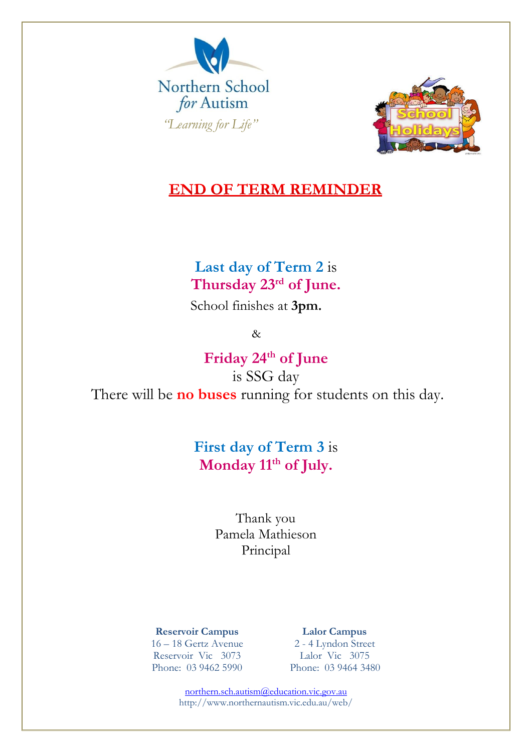Northern School *for* Autism

*"Learning for Life"*

# END OF TERM REMINDER

**Last day of Term 2** is
**Thursday 23rd of June.**

School finishes at **3pm.**

&

**Friday 24th of June**

is SSG day

There will be **no buses** running for students on this day.

**First day of Term 3** is
**Monday 11th of July.**

Thank you
Pamela Mathieson
Principal

**Reservoir Campus**
16 – 18 Gertz Avenue
Reservoir Vic 3073
Phone: 03 9462 5990

**Lalor Campus**
2 - 4 Lyndon Street
Lalor Vic 3075
Phone: 03 9464 3480

northern.sch.autism@education.vic.gov.au
http://www.northernautism.vic.edu.au/web/